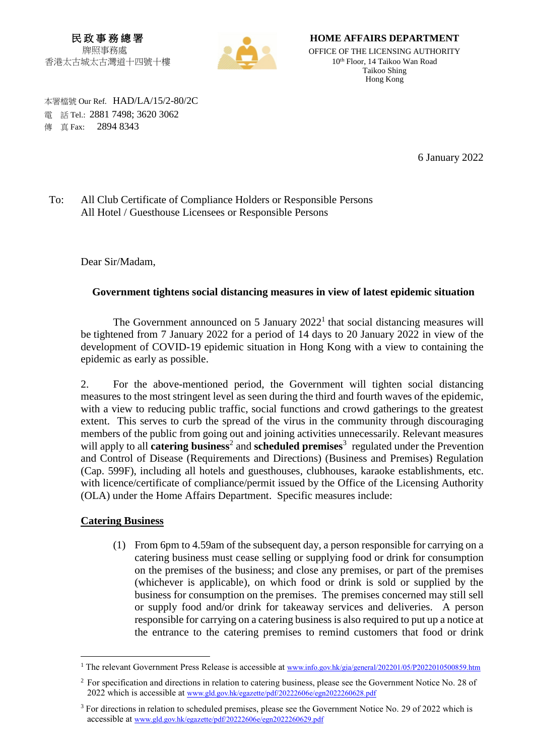民政事務總署
牌照事務處
香港太古城太古灣道十四號十樓

**HOME AFFAIRS DEPARTMENT**
OFFICE OF THE LICENSING AUTHORITY
10th Floor, 14 Taikoo Wan Road
Taikoo Shing
Hong Kong

本署檔號 Our Ref. HAD/LA/15/2-80/2C
電　話 Tel.: 2881 7498; 3620 3062
傳　真 Fax: 2894 8343

6 January 2022

To: All Club Certificate of Compliance Holders or Responsible Persons
All Hotel / Guesthouse Licensees or Responsible Persons

Dear Sir/Madam,

**Government tightens social distancing measures in view of latest epidemic situation**

The Government announced on 5 January 2022[1] that social distancing measures will be tightened from 7 January 2022 for a period of 14 days to 20 January 2022 in view of the development of COVID-19 epidemic situation in Hong Kong with a view to containing the epidemic as early as possible.

2. For the above-mentioned period, the Government will tighten social distancing measures to the most stringent level as seen during the third and fourth waves of the epidemic, with a view to reducing public traffic, social functions and crowd gatherings to the greatest extent. This serves to curb the spread of the virus in the community through discouraging members of the public from going out and joining activities unnecessarily. Relevant measures will apply to all **catering business**[2] and **scheduled premises**[3] regulated under the Prevention and Control of Disease (Requirements and Directions) (Business and Premises) Regulation (Cap. 599F), including all hotels and guesthouses, clubhouses, karaoke establishments, etc. with licence/certificate of compliance/permit issued by the Office of the Licensing Authority (OLA) under the Home Affairs Department. Specific measures include:

**Catering Business**

(1) From 6pm to 4.59am of the subsequent day, a person responsible for carrying on a catering business must cease selling or supplying food or drink for consumption on the premises of the business; and close any premises, or part of the premises (whichever is applicable), on which food or drink is sold or supplied by the business for consumption on the premises. The premises concerned may still sell or supply food and/or drink for takeaway services and deliveries. A person responsible for carrying on a catering business is also required to put up a notice at the entrance to the catering premises to remind customers that food or drink

---

[1] The relevant Government Press Release is accessible at www.info.gov.hk/gia/general/202201/05/P2022010500859.htm

[2] For specification and directions in relation to catering business, please see the Government Notice No. 28 of 2022 which is accessible at www.gld.gov.hk/egazette/pdf/20222606e/egn2022260628.pdf

[3] For directions in relation to scheduled premises, please see the Government Notice No. 29 of 2022 which is accessible at www.gld.gov.hk/egazette/pdf/20222606e/egn2022260629.pdf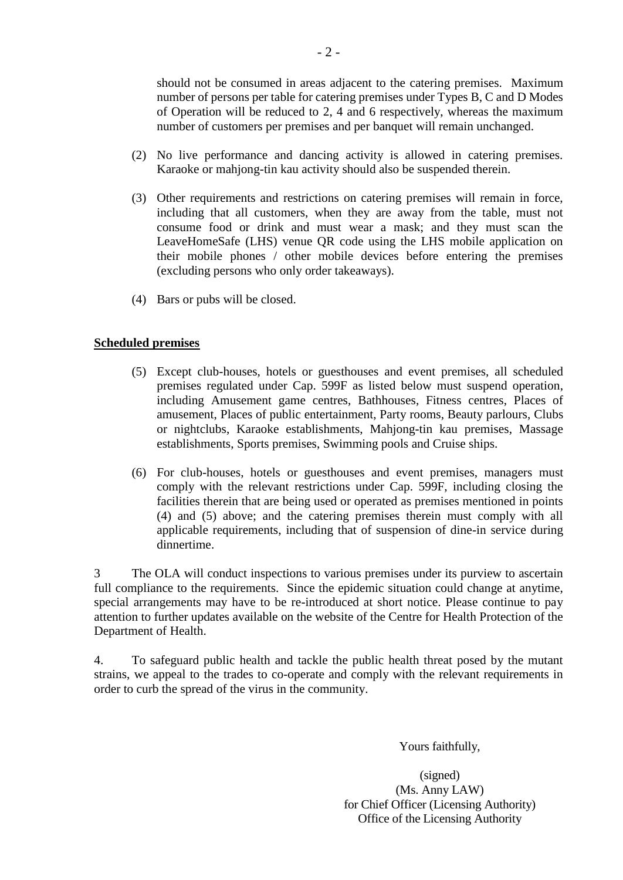should not be consumed in areas adjacent to the catering premises. Maximum number of persons per table for catering premises under Types B, C and D Modes of Operation will be reduced to 2, 4 and 6 respectively, whereas the maximum number of customers per premises and per banquet will remain unchanged.

(2) No live performance and dancing activity is allowed in catering premises. Karaoke or mahjong-tin kau activity should also be suspended therein.

(3) Other requirements and restrictions on catering premises will remain in force, including that all customers, when they are away from the table, must not consume food or drink and must wear a mask; and they must scan the LeaveHomeSafe (LHS) venue QR code using the LHS mobile application on their mobile phones / other mobile devices before entering the premises (excluding persons who only order takeaways).

(4) Bars or pubs will be closed.

**Scheduled premises**

(5) Except club-houses, hotels or guesthouses and event premises, all scheduled premises regulated under Cap. 599F as listed below must suspend operation, including Amusement game centres, Bathhouses, Fitness centres, Places of amusement, Places of public entertainment, Party rooms, Beauty parlours, Clubs or nightclubs, Karaoke establishments, Mahjong-tin kau premises, Massage establishments, Sports premises, Swimming pools and Cruise ships.

(6) For club-houses, hotels or guesthouses and event premises, managers must comply with the relevant restrictions under Cap. 599F, including closing the facilities therein that are being used or operated as premises mentioned in points (4) and (5) above; and the catering premises therein must comply with all applicable requirements, including that of suspension of dine-in service during dinnertime.

3 The OLA will conduct inspections to various premises under its purview to ascertain full compliance to the requirements. Since the epidemic situation could change at anytime, special arrangements may have to be re-introduced at short notice. Please continue to pay attention to further updates available on the website of the Centre for Health Protection of the Department of Health.

4. To safeguard public health and tackle the public health threat posed by the mutant strains, we appeal to the trades to co-operate and comply with the relevant requirements in order to curb the spread of the virus in the community.

Yours faithfully,

(signed)
(Ms. Anny LAW)
for Chief Officer (Licensing Authority)
Office of the Licensing Authority